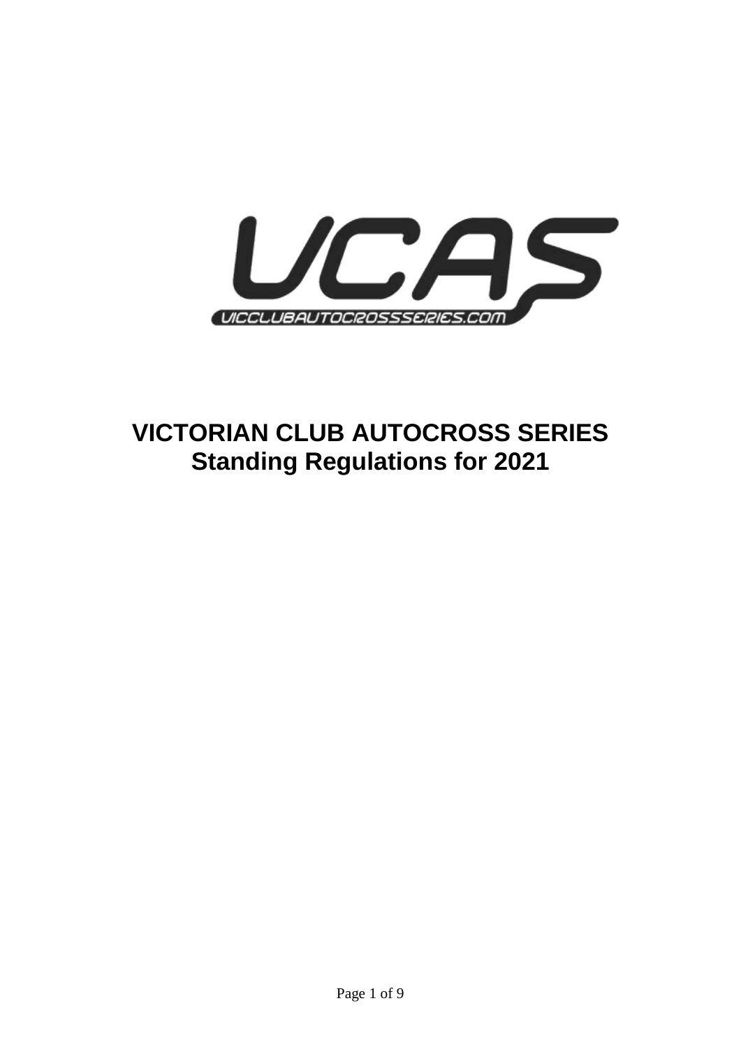# VICTORIAN CLUB AUTOCROSS SERIES
## Standing Regulations for 2021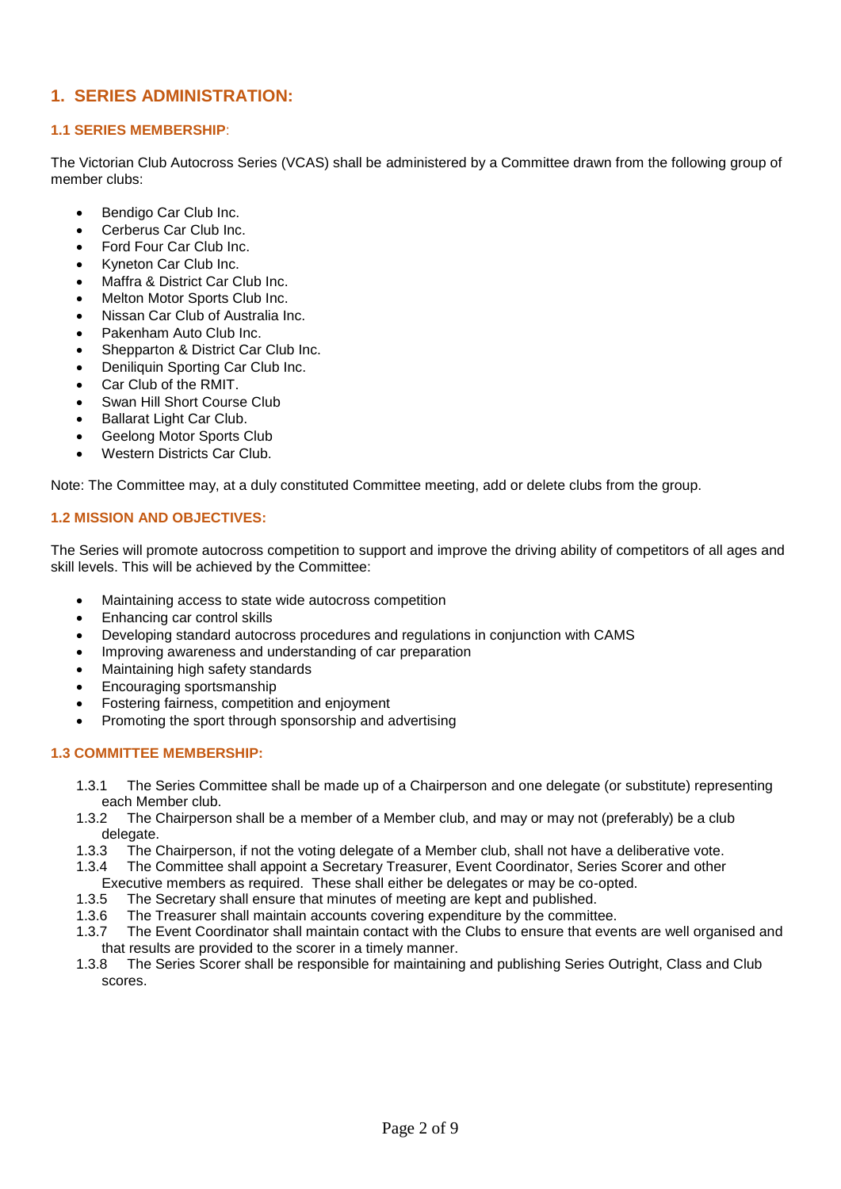# 1. SERIES ADMINISTRATION:

### 1.1 SERIES MEMBERSHIP:

The Victorian Club Autocross Series (VCAS) shall be administered by a Committee drawn from the following group of member clubs:

- Bendigo Car Club Inc.
- Cerberus Car Club Inc.
- Ford Four Car Club Inc.
- Kyneton Car Club Inc.
- Maffra & District Car Club Inc.
- Melton Motor Sports Club Inc.
- Nissan Car Club of Australia Inc.
- Pakenham Auto Club Inc.
- Shepparton & District Car Club Inc.
- Deniliquin Sporting Car Club Inc.
- Car Club of the RMIT.
- Swan Hill Short Course Club
- Ballarat Light Car Club.
- Geelong Motor Sports Club
- Western Districts Car Club.

Note: The Committee may, at a duly constituted Committee meeting, add or delete clubs from the group.

### 1.2 MISSION AND OBJECTIVES:

The Series will promote autocross competition to support and improve the driving ability of competitors of all ages and skill levels. This will be achieved by the Committee:

- Maintaining access to state wide autocross competition
- Enhancing car control skills
- Developing standard autocross procedures and regulations in conjunction with CAMS
- Improving awareness and understanding of car preparation
- Maintaining high safety standards
- Encouraging sportsmanship
- Fostering fairness, competition and enjoyment
- Promoting the sport through sponsorship and advertising

### 1.3 COMMITTEE MEMBERSHIP:

1.3.1 The Series Committee shall be made up of a Chairperson and one delegate (or substitute) representing each Member club.

1.3.2 The Chairperson shall be a member of a Member club, and may or may not (preferably) be a club delegate.

1.3.3 The Chairperson, if not the voting delegate of a Member club, shall not have a deliberative vote.

1.3.4 The Committee shall appoint a Secretary Treasurer, Event Coordinator, Series Scorer and other Executive members as required. These shall either be delegates or may be co-opted.

1.3.5 The Secretary shall ensure that minutes of meeting are kept and published.

1.3.6 The Treasurer shall maintain accounts covering expenditure by the committee.

1.3.7 The Event Coordinator shall maintain contact with the Clubs to ensure that events are well organised and that results are provided to the scorer in a timely manner.

1.3.8 The Series Scorer shall be responsible for maintaining and publishing Series Outright, Class and Club scores.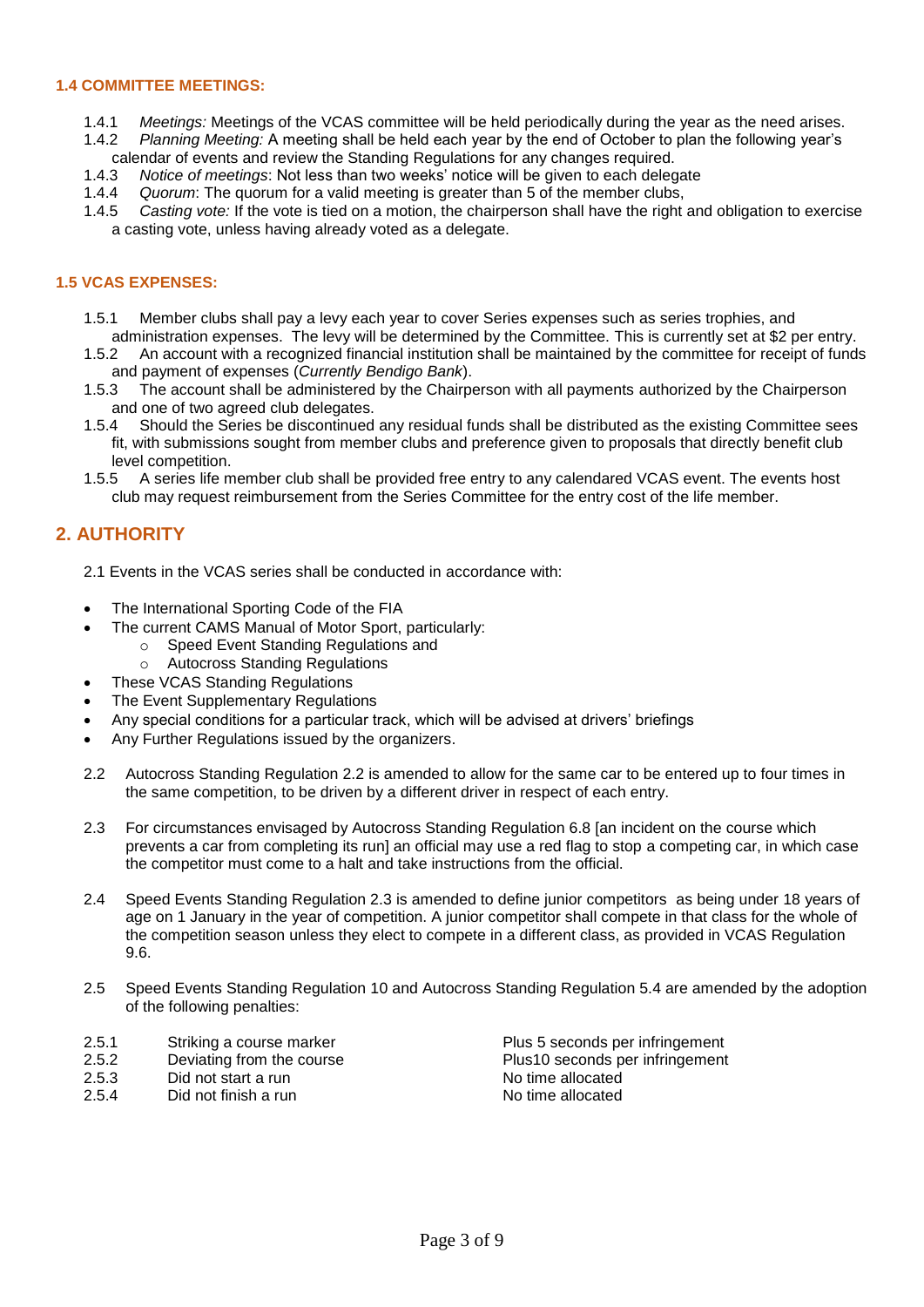### 1.4 COMMITTEE MEETINGS:

1.4.1 *Meetings:* Meetings of the VCAS committee will be held periodically during the year as the need arises.
1.4.2 *Planning Meeting:* A meeting shall be held each year by the end of October to plan the following year's calendar of events and review the Standing Regulations for any changes required.
1.4.3 *Notice of meetings*: Not less than two weeks' notice will be given to each delegate
1.4.4 *Quorum*: The quorum for a valid meeting is greater than 5 of the member clubs,
1.4.5 *Casting vote:* If the vote is tied on a motion, the chairperson shall have the right and obligation to exercise a casting vote, unless having already voted as a delegate.

### 1.5 VCAS EXPENSES:

1.5.1 Member clubs shall pay a levy each year to cover Series expenses such as series trophies, and administration expenses. The levy will be determined by the Committee. This is currently set at $2 per entry.
1.5.2 An account with a recognized financial institution shall be maintained by the committee for receipt of funds and payment of expenses (*Currently Bendigo Bank*).
1.5.3 The account shall be administered by the Chairperson with all payments authorized by the Chairperson and one of two agreed club delegates.
1.5.4 Should the Series be discontinued any residual funds shall be distributed as the existing Committee sees fit, with submissions sought from member clubs and preference given to proposals that directly benefit club level competition.
1.5.5 A series life member club shall be provided free entry to any calendared VCAS event. The events host club may request reimbursement from the Series Committee for the entry cost of the life member.

## 2. AUTHORITY

2.1 Events in the VCAS series shall be conducted in accordance with:

- The International Sporting Code of the FIA
- The current CAMS Manual of Motor Sport, particularly:
  - Speed Event Standing Regulations and
  - Autocross Standing Regulations
- These VCAS Standing Regulations
- The Event Supplementary Regulations
- Any special conditions for a particular track, which will be advised at drivers' briefings
- Any Further Regulations issued by the organizers.

2.2 Autocross Standing Regulation 2.2 is amended to allow for the same car to be entered up to four times in the same competition, to be driven by a different driver in respect of each entry.

2.3 For circumstances envisaged by Autocross Standing Regulation 6.8 [an incident on the course which prevents a car from completing its run] an official may use a red flag to stop a competing car, in which case the competitor must come to a halt and take instructions from the official.

2.4 Speed Events Standing Regulation 2.3 is amended to define junior competitors as being under 18 years of age on 1 January in the year of competition. A junior competitor shall compete in that class for the whole of the competition season unless they elect to compete in a different class, as provided in VCAS Regulation 9.6.

2.5 Speed Events Standing Regulation 10 and Autocross Standing Regulation 5.4 are amended by the adoption of the following penalties:

| | | |
|---|---|---|
| 2.5.1 | Striking a course marker | Plus 5 seconds per infringement |
| 2.5.2 | Deviating from the course | Plus10 seconds per infringement |
| 2.5.3 | Did not start a run | No time allocated |
| 2.5.4 | Did not finish a run | No time allocated |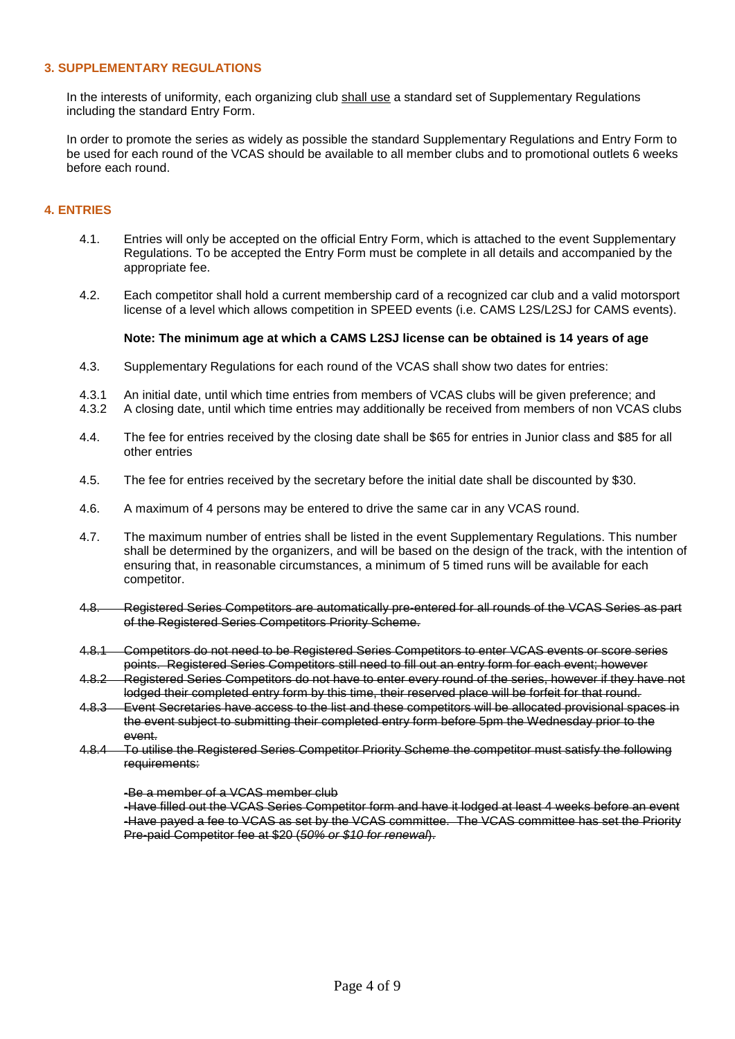## 3. SUPPLEMENTARY REGULATIONS

In the interests of uniformity, each organizing club <u>shall use</u> a standard set of Supplementary Regulations including the standard Entry Form.

In order to promote the series as widely as possible the standard Supplementary Regulations and Entry Form to be used for each round of the VCAS should be available to all member clubs and to promotional outlets 6 weeks before each round.

## 4. ENTRIES

4.1. Entries will only be accepted on the official Entry Form, which is attached to the event Supplementary Regulations. To be accepted the Entry Form must be complete in all details and accompanied by the appropriate fee.

4.2. Each competitor shall hold a current membership card of a recognized car club and a valid motorsport license of a level which allows competition in SPEED events (i.e. CAMS L2S/L2SJ for CAMS events).

**Note: The minimum age at which a CAMS L2SJ license can be obtained is 14 years of age**

4.3. Supplementary Regulations for each round of the VCAS shall show two dates for entries:

4.3.1 An initial date, until which time entries from members of VCAS clubs will be given preference; and
4.3.2 A closing date, until which time entries may additionally be received from members of non VCAS clubs

4.4. The fee for entries received by the closing date shall be $65 for entries in Junior class and $85 for all other entries

4.5. The fee for entries received by the secretary before the initial date shall be discounted by $30.

4.6. A maximum of 4 persons may be entered to drive the same car in any VCAS round.

4.7. The maximum number of entries shall be listed in the event Supplementary Regulations. This number shall be determined by the organizers, and will be based on the design of the track, with the intention of ensuring that, in reasonable circumstances, a minimum of 5 timed runs will be available for each competitor.

~~4.8. Registered Series Competitors are automatically pre-entered for all rounds of the VCAS Series as part of the Registered Series Competitors Priority Scheme.~~

~~4.8.1 Competitors do not need to be Registered Series Competitors to enter VCAS events or score series points. Registered Series Competitors still need to fill out an entry form for each event; however~~
~~4.8.2 Registered Series Competitors do not have to enter every round of the series, however if they have not lodged their completed entry form by this time, their reserved place will be forfeit for that round.~~
~~4.8.3 Event Secretaries have access to the list and these competitors will be allocated provisional spaces in the event subject to submitting their completed entry form before 5pm the Wednesday prior to the event.~~
~~4.8.4 To utilise the Registered Series Competitor Priority Scheme the competitor must satisfy the following requirements:~~

~~-Be a member of a VCAS member club~~
~~-Have filled out the VCAS Series Competitor form and have it lodged at least 4 weeks before an event~~
~~-Have payed a fee to VCAS as set by the VCAS committee. The VCAS committee has set the Priority Pre-paid Competitor fee at $20 (*50% or $10 for renewal*).~~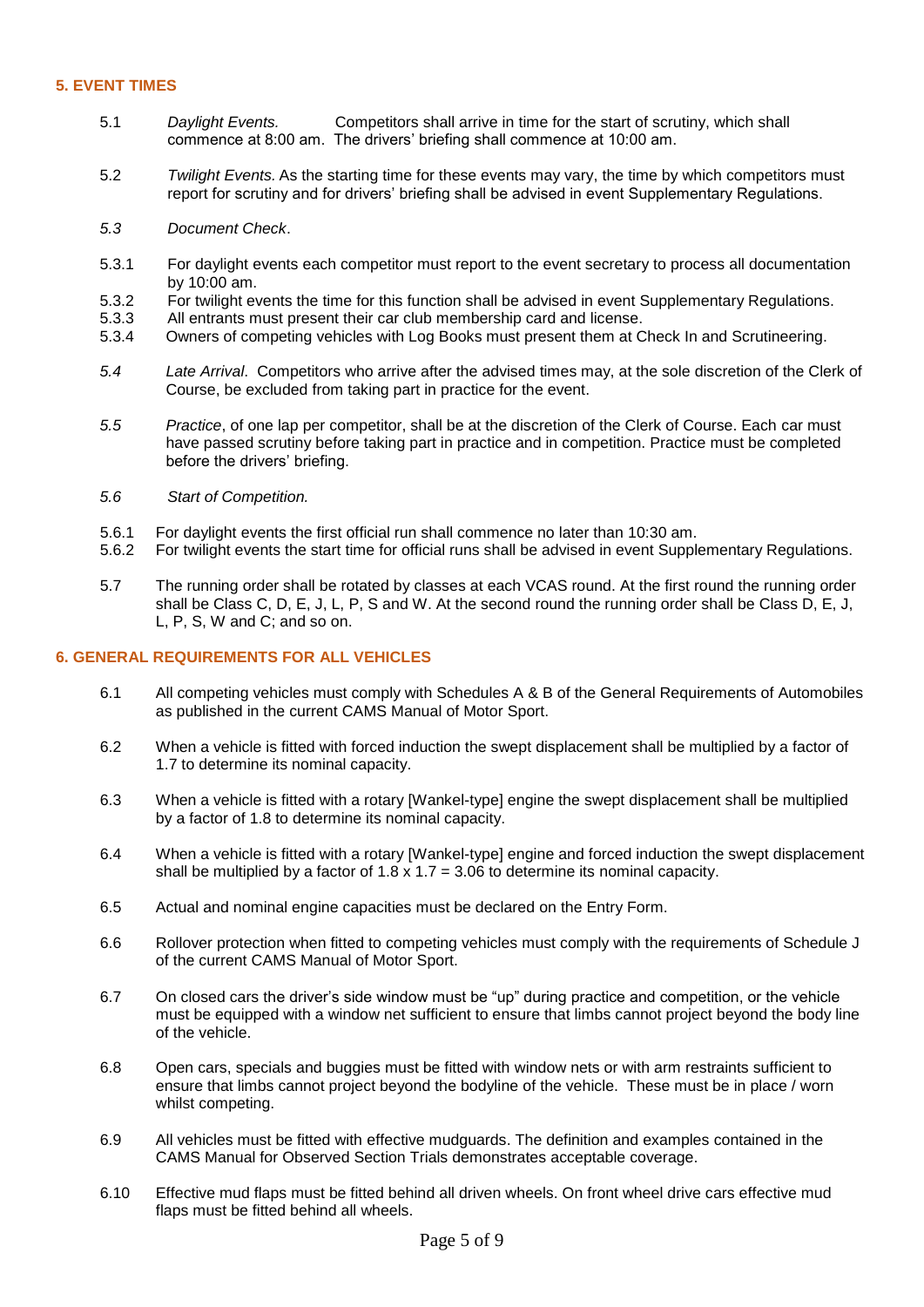## 5. EVENT TIMES

5.1 *Daylight Events.* Competitors shall arrive in time for the start of scrutiny, which shall commence at 8:00 am. The drivers' briefing shall commence at 10:00 am.

5.2 *Twilight Events.* As the starting time for these events may vary, the time by which competitors must report for scrutiny and for drivers' briefing shall be advised in event Supplementary Regulations.

*5.3 Document Check*.

5.3.1 For daylight events each competitor must report to the event secretary to process all documentation by 10:00 am.

5.3.2 For twilight events the time for this function shall be advised in event Supplementary Regulations.

5.3.3 All entrants must present their car club membership card and license.

5.3.4 Owners of competing vehicles with Log Books must present them at Check In and Scrutineering.

*5.4 Late Arrival*. Competitors who arrive after the advised times may, at the sole discretion of the Clerk of Course, be excluded from taking part in practice for the event.

*5.5 Practice*, of one lap per competitor, shall be at the discretion of the Clerk of Course. Each car must have passed scrutiny before taking part in practice and in competition. Practice must be completed before the drivers' briefing.

*5.6 Start of Competition.*

5.6.1 For daylight events the first official run shall commence no later than 10:30 am.

5.6.2 For twilight events the start time for official runs shall be advised in event Supplementary Regulations.

5.7 The running order shall be rotated by classes at each VCAS round. At the first round the running order shall be Class C, D, E, J, L, P, S and W. At the second round the running order shall be Class D, E, J, L, P, S, W and C; and so on.

## 6. GENERAL REQUIREMENTS FOR ALL VEHICLES

6.1 All competing vehicles must comply with Schedules A & B of the General Requirements of Automobiles as published in the current CAMS Manual of Motor Sport.

6.2 When a vehicle is fitted with forced induction the swept displacement shall be multiplied by a factor of 1.7 to determine its nominal capacity.

6.3 When a vehicle is fitted with a rotary [Wankel-type] engine the swept displacement shall be multiplied by a factor of 1.8 to determine its nominal capacity.

6.4 When a vehicle is fitted with a rotary [Wankel-type] engine and forced induction the swept displacement shall be multiplied by a factor of $1.8 \times 1.7 = 3.06$ to determine its nominal capacity.

6.5 Actual and nominal engine capacities must be declared on the Entry Form.

6.6 Rollover protection when fitted to competing vehicles must comply with the requirements of Schedule J of the current CAMS Manual of Motor Sport.

6.7 On closed cars the driver's side window must be "up" during practice and competition, or the vehicle must be equipped with a window net sufficient to ensure that limbs cannot project beyond the body line of the vehicle.

6.8 Open cars, specials and buggies must be fitted with window nets or with arm restraints sufficient to ensure that limbs cannot project beyond the bodyline of the vehicle. These must be in place / worn whilst competing.

6.9 All vehicles must be fitted with effective mudguards. The definition and examples contained in the CAMS Manual for Observed Section Trials demonstrates acceptable coverage.

6.10 Effective mud flaps must be fitted behind all driven wheels. On front wheel drive cars effective mud flaps must be fitted behind all wheels.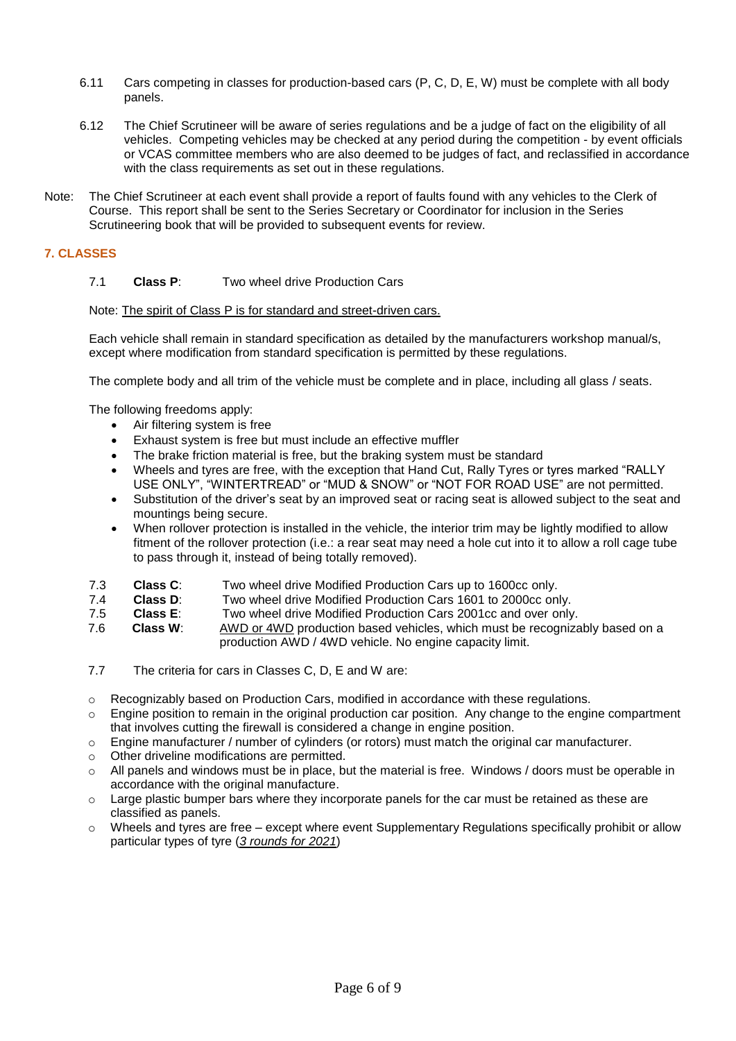6.11 Cars competing in classes for production-based cars (P, C, D, E, W) must be complete with all body panels.

6.12 The Chief Scrutineer will be aware of series regulations and be a judge of fact on the eligibility of all vehicles. Competing vehicles may be checked at any period during the competition - by event officials or VCAS committee members who are also deemed to be judges of fact, and reclassified in accordance with the class requirements as set out in these regulations.

Note: The Chief Scrutineer at each event shall provide a report of faults found with any vehicles to the Clerk of Course. This report shall be sent to the Series Secretary or Coordinator for inclusion in the Series Scrutineering book that will be provided to subsequent events for review.

## 7. CLASSES

7.1 **Class P**: Two wheel drive Production Cars

Note: The spirit of Class P is for standard and street-driven cars.

Each vehicle shall remain in standard specification as detailed by the manufacturers workshop manual/s, except where modification from standard specification is permitted by these regulations.

The complete body and all trim of the vehicle must be complete and in place, including all glass / seats.

The following freedoms apply:

- Air filtering system is free
- Exhaust system is free but must include an effective muffler
- The brake friction material is free, but the braking system must be standard
- Wheels and tyres are free, with the exception that Hand Cut, Rally Tyres or tyres marked “RALLY USE ONLY”, “WINTERTREAD” or “MUD & SNOW” or “NOT FOR ROAD USE” are not permitted.
- Substitution of the driver’s seat by an improved seat or racing seat is allowed subject to the seat and mountings being secure.
- When rollover protection is installed in the vehicle, the interior trim may be lightly modified to allow fitment of the rollover protection (i.e.: a rear seat may need a hole cut into it to allow a roll cage tube to pass through it, instead of being totally removed).

7.3 **Class C**: Two wheel drive Modified Production Cars up to 1600cc only.

7.4 **Class D**: Two wheel drive Modified Production Cars 1601 to 2000cc only.

7.5 **Class E**: Two wheel drive Modified Production Cars 2001cc and over only.

7.6 **Class W**: AWD or 4WD production based vehicles, which must be recognizably based on a production AWD / 4WD vehicle. No engine capacity limit.

7.7 The criteria for cars in Classes C, D, E and W are:

- Recognizably based on Production Cars, modified in accordance with these regulations.
- Engine position to remain in the original production car position. Any change to the engine compartment that involves cutting the firewall is considered a change in engine position.
- Engine manufacturer / number of cylinders (or rotors) must match the original car manufacturer.
- Other driveline modifications are permitted.
- All panels and windows must be in place, but the material is free. Windows / doors must be operable in accordance with the original manufacture.
- Large plastic bumper bars where they incorporate panels for the car must be retained as these are classified as panels.
- Wheels and tyres are free – except where event Supplementary Regulations specifically prohibit or allow particular types of tyre (*3 rounds for 2021*)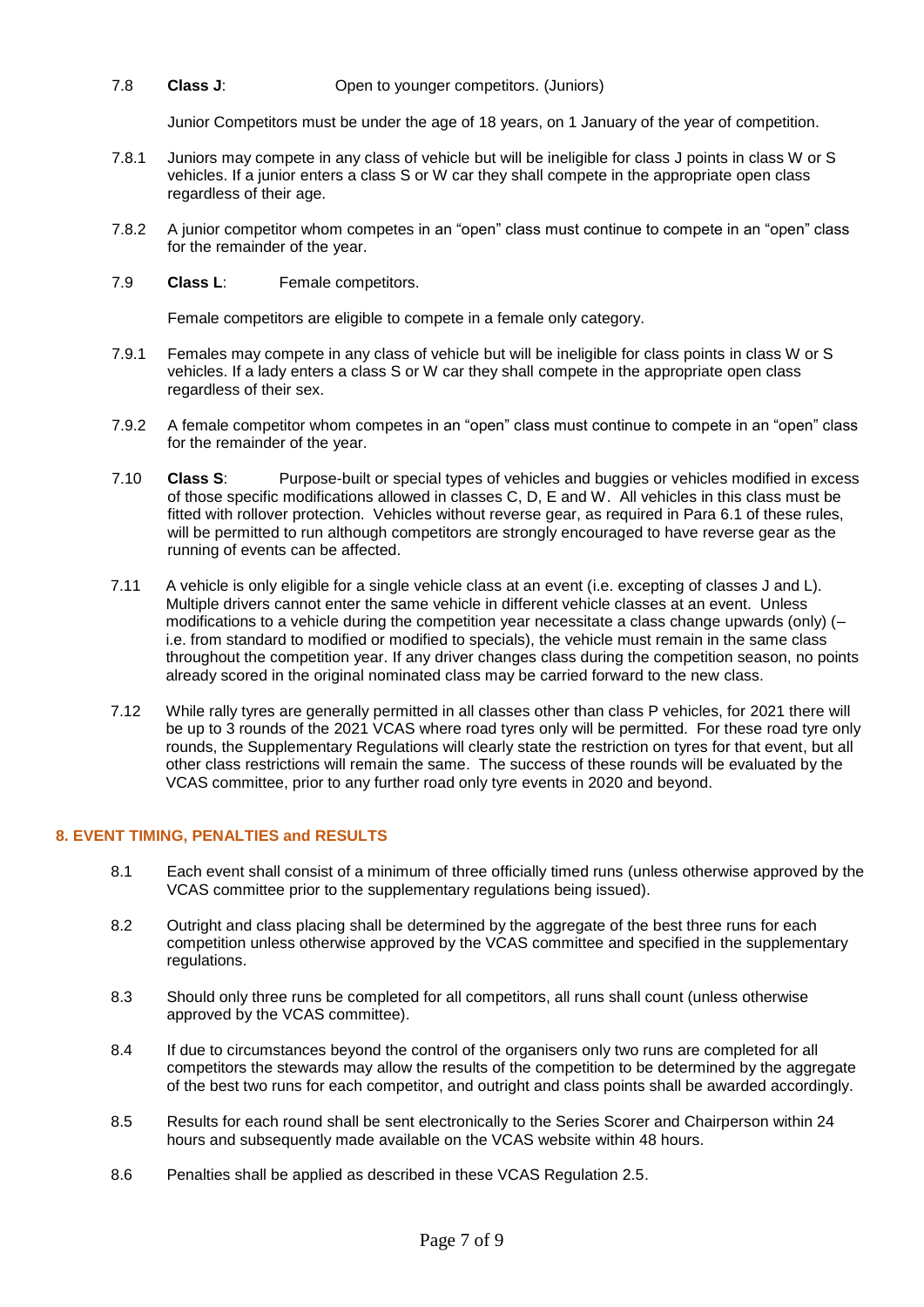7.8 **Class J**: Open to younger competitors. (Juniors)

Junior Competitors must be under the age of 18 years, on 1 January of the year of competition.

7.8.1 Juniors may compete in any class of vehicle but will be ineligible for class J points in class W or S vehicles. If a junior enters a class S or W car they shall compete in the appropriate open class regardless of their age.

7.8.2 A junior competitor whom competes in an "open" class must continue to compete in an "open" class for the remainder of the year.

7.9 **Class L**: Female competitors.

Female competitors are eligible to compete in a female only category.

7.9.1 Females may compete in any class of vehicle but will be ineligible for class points in class W or S vehicles. If a lady enters a class S or W car they shall compete in the appropriate open class regardless of their sex.

7.9.2 A female competitor whom competes in an "open" class must continue to compete in an "open" class for the remainder of the year.

7.10 **Class S**: Purpose-built or special types of vehicles and buggies or vehicles modified in excess of those specific modifications allowed in classes C, D, E and W. All vehicles in this class must be fitted with rollover protection. Vehicles without reverse gear, as required in Para 6.1 of these rules, will be permitted to run although competitors are strongly encouraged to have reverse gear as the running of events can be affected.

7.11 A vehicle is only eligible for a single vehicle class at an event (i.e. excepting of classes J and L). Multiple drivers cannot enter the same vehicle in different vehicle classes at an event. Unless modifications to a vehicle during the competition year necessitate a class change upwards (only) (– i.e. from standard to modified or modified to specials), the vehicle must remain in the same class throughout the competition year. If any driver changes class during the competition season, no points already scored in the original nominated class may be carried forward to the new class.

7.12 While rally tyres are generally permitted in all classes other than class P vehicles, for 2021 there will be up to 3 rounds of the 2021 VCAS where road tyres only will be permitted. For these road tyre only rounds, the Supplementary Regulations will clearly state the restriction on tyres for that event, but all other class restrictions will remain the same. The success of these rounds will be evaluated by the VCAS committee, prior to any further road only tyre events in 2020 and beyond.

## 8. EVENT TIMING, PENALTIES and RESULTS

8.1 Each event shall consist of a minimum of three officially timed runs (unless otherwise approved by the VCAS committee prior to the supplementary regulations being issued).

8.2 Outright and class placing shall be determined by the aggregate of the best three runs for each competition unless otherwise approved by the VCAS committee and specified in the supplementary regulations.

8.3 Should only three runs be completed for all competitors, all runs shall count (unless otherwise approved by the VCAS committee).

8.4 If due to circumstances beyond the control of the organisers only two runs are completed for all competitors the stewards may allow the results of the competition to be determined by the aggregate of the best two runs for each competitor, and outright and class points shall be awarded accordingly.

8.5 Results for each round shall be sent electronically to the Series Scorer and Chairperson within 24 hours and subsequently made available on the VCAS website within 48 hours.

8.6 Penalties shall be applied as described in these VCAS Regulation 2.5.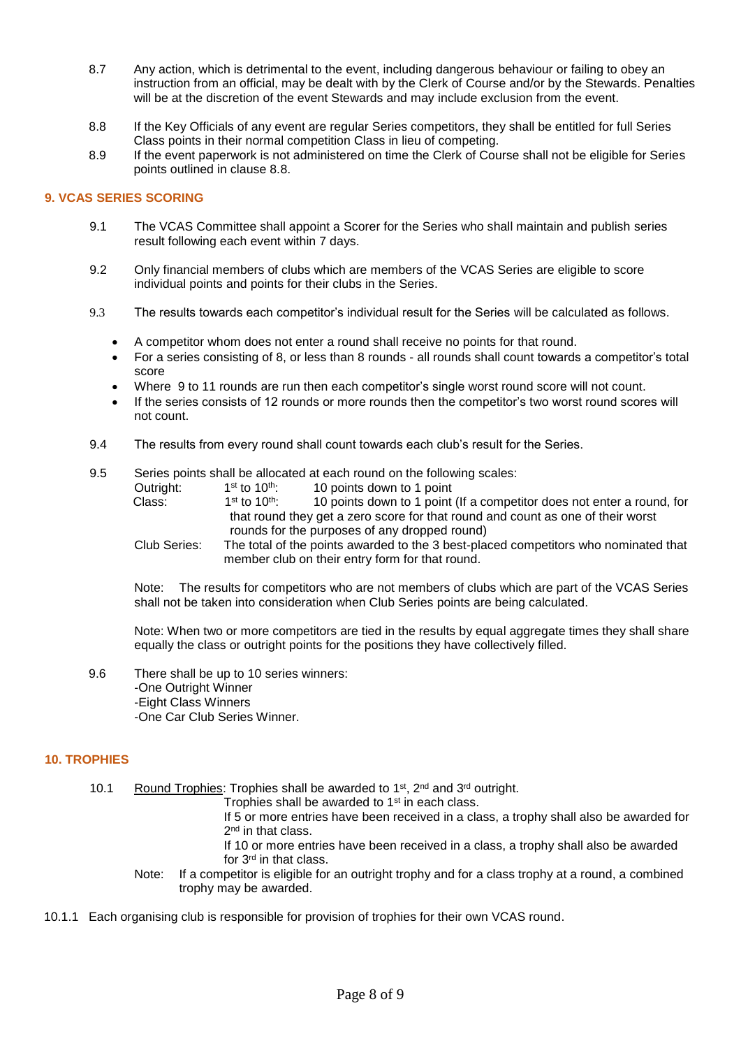8.7 Any action, which is detrimental to the event, including dangerous behaviour or failing to obey an instruction from an official, may be dealt with by the Clerk of Course and/or by the Stewards. Penalties will be at the discretion of the event Stewards and may include exclusion from the event.

8.8 If the Key Officials of any event are regular Series competitors, they shall be entitled for full Series Class points in their normal competition Class in lieu of competing.

8.9 If the event paperwork is not administered on time the Clerk of Course shall not be eligible for Series points outlined in clause 8.8.

## 9. VCAS SERIES SCORING

9.1 The VCAS Committee shall appoint a Scorer for the Series who shall maintain and publish series result following each event within 7 days.

9.2 Only financial members of clubs which are members of the VCAS Series are eligible to score individual points and points for their clubs in the Series.

9.3 The results towards each competitor's individual result for the Series will be calculated as follows.

- A competitor whom does not enter a round shall receive no points for that round.
- For a series consisting of 8, or less than 8 rounds - all rounds shall count towards a competitor's total score
- Where 9 to 11 rounds are run then each competitor's single worst round score will not count.
- If the series consists of 12 rounds or more rounds then the competitor's two worst round scores will not count.

9.4 The results from every round shall count towards each club's result for the Series.

9.5 Series points shall be allocated at each round on the following scales:

Outright: 1st to 10th: 10 points down to 1 point

Class: 1st to 10th: 10 points down to 1 point (If a competitor does not enter a round, for that round they get a zero score for that round and count as one of their worst rounds for the purposes of any dropped round)

Club Series: The total of the points awarded to the 3 best-placed competitors who nominated that member club on their entry form for that round.

Note: The results for competitors who are not members of clubs which are part of the VCAS Series shall not be taken into consideration when Club Series points are being calculated.

Note: When two or more competitors are tied in the results by equal aggregate times they shall share equally the class or outright points for the positions they have collectively filled.

9.6 There shall be up to 10 series winners:
-One Outright Winner
-Eight Class Winners
-One Car Club Series Winner.

## 10. TROPHIES

10.1 Round Trophies: Trophies shall be awarded to 1st, 2nd and 3rd outright.
Trophies shall be awarded to 1st in each class.
If 5 or more entries have been received in a class, a trophy shall also be awarded for 2nd in that class.
If 10 or more entries have been received in a class, a trophy shall also be awarded for 3rd in that class.

Note: If a competitor is eligible for an outright trophy and for a class trophy at a round, a combined trophy may be awarded.

10.1.1 Each organising club is responsible for provision of trophies for their own VCAS round.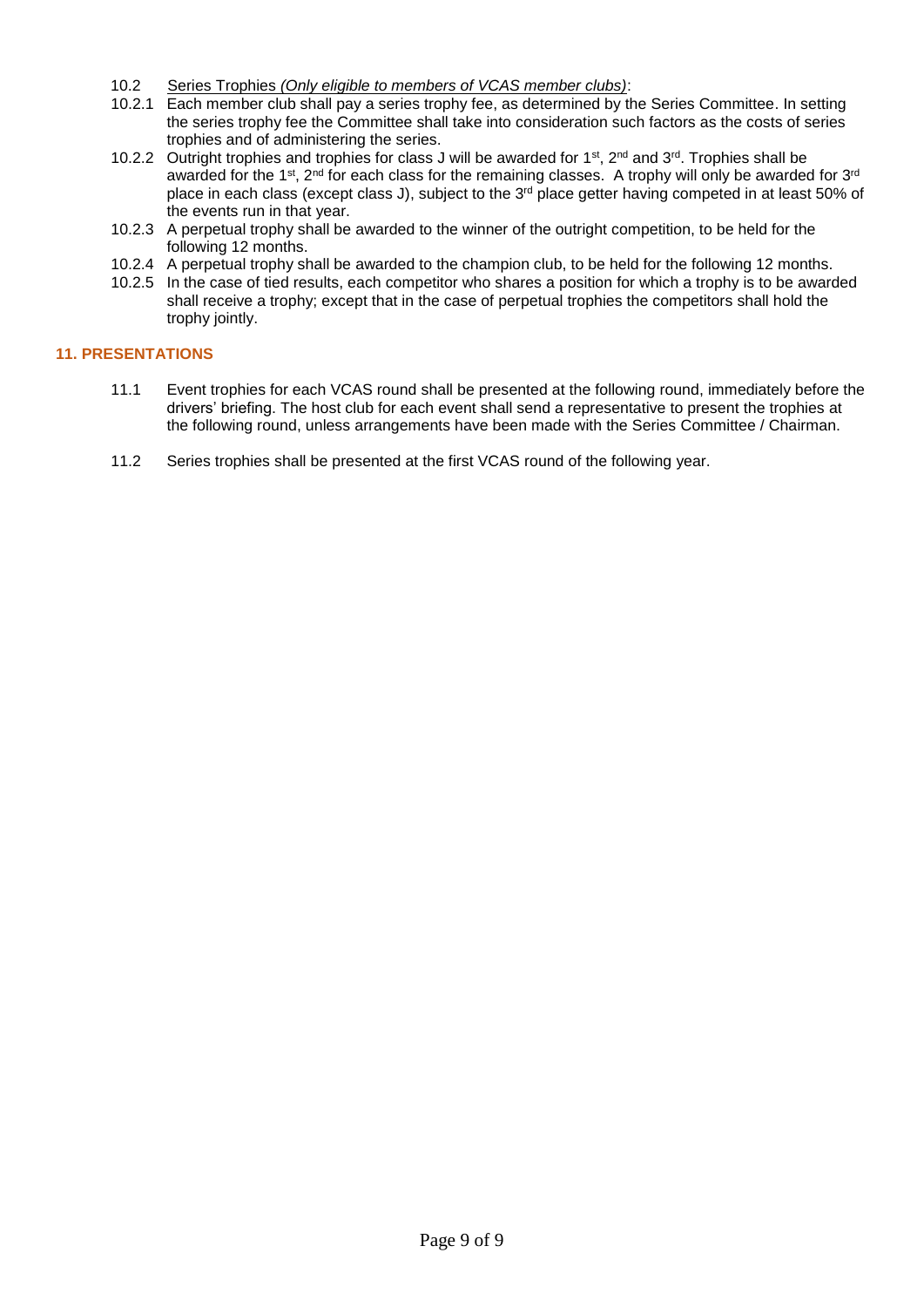10.2 Series Trophies *(Only eligible to members of VCAS member clubs)*:

10.2.1 Each member club shall pay a series trophy fee, as determined by the Series Committee. In setting the series trophy fee the Committee shall take into consideration such factors as the costs of series trophies and of administering the series.

10.2.2 Outright trophies and trophies for class J will be awarded for 1st, 2nd and 3rd. Trophies shall be awarded for the 1st, 2nd for each class for the remaining classes. A trophy will only be awarded for 3rd place in each class (except class J), subject to the 3rd place getter having competed in at least 50% of the events run in that year.

10.2.3 A perpetual trophy shall be awarded to the winner of the outright competition, to be held for the following 12 months.

10.2.4 A perpetual trophy shall be awarded to the champion club, to be held for the following 12 months.

10.2.5 In the case of tied results, each competitor who shares a position for which a trophy is to be awarded shall receive a trophy; except that in the case of perpetual trophies the competitors shall hold the trophy jointly.

## 11. PRESENTATIONS

11.1 Event trophies for each VCAS round shall be presented at the following round, immediately before the drivers' briefing. The host club for each event shall send a representative to present the trophies at the following round, unless arrangements have been made with the Series Committee / Chairman.

11.2 Series trophies shall be presented at the first VCAS round of the following year.